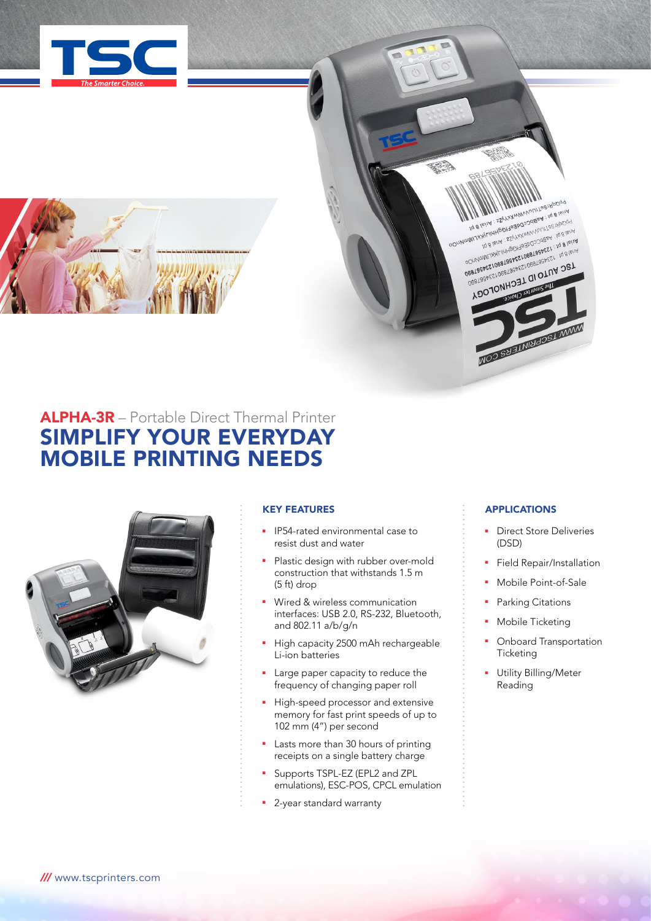# ALPHA-3R – Portable Direct Thermal Printer

# SIMPLIFY YOUR EVERYDAY MOBILE PRINTING NEEDS

## KEY FEATURES

- IP54-rated environmental case to resist dust and water
- Plastic design with rubber over-mold construction that withstands 1.5 m (5 ft) drop
- Wired & wireless communication interfaces: USB 2.0, RS-232, Bluetooth, and 802.11 a/b/g/n
- High capacity 2500 mAh rechargeable Li-ion batteries
- Large paper capacity to reduce the frequency of changing paper roll
- High-speed processor and extensive memory for fast print speeds of up to 102 mm (4") per second
- Lasts more than 30 hours of printing receipts on a single battery charge
- Supports TSPL-EZ (EPL2 and ZPL emulations), ESC-POS, CPCL emulation
- 2-year standard warranty

## APPLICATIONS

- Direct Store Deliveries (DSD)
- Field Repair/Installation
- Mobile Point-of-Sale
- Parking Citations
- Mobile Ticketing
- Onboard Transportation Ticketing
- Utility Billing/Meter Reading

/// www.tscprinters.com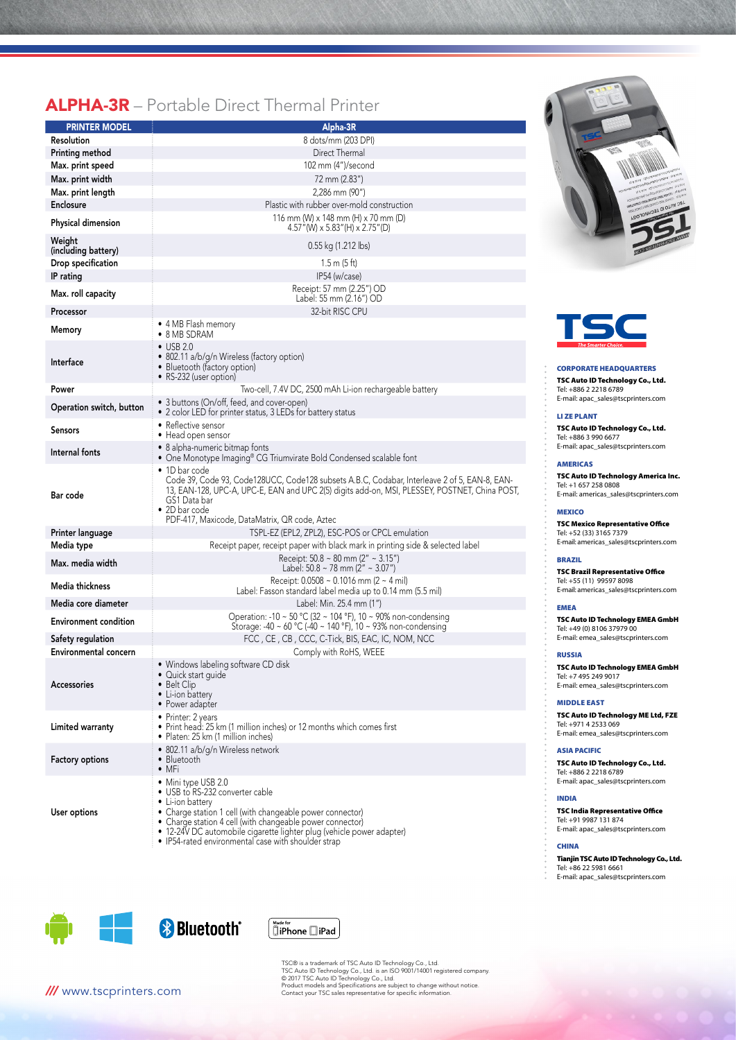# ALPHA-3R – Portable Direct Thermal Printer

| PRINTER MODEL | Alpha-3R |
|---|---|
| Resolution | 8 dots/mm (203 DPI) |
| Printing method | Direct Thermal |
| Max. print speed | 102 mm (4")/second |
| Max. print width | 72 mm (2.83") |
| Max. print length | 2,286 mm (90") |
| Enclosure | Plastic with rubber over-mold construction |
| Physical dimension | 116 mm (W) x 148 mm (H) x 70 mm (D)<br>4.57"(W) x 5.83"(H) x 2.75"(D) |
| Weight (including battery) | 0.55 kg (1.212 lbs) |
| Drop specification | 1.5 m (5 ft) |
| IP rating | IP54 (w/case) |
| Max. roll capacity | Receipt: 57 mm (2.25") OD<br>Label: 55 mm (2.16") OD |
| Processor | 32-bit RISC CPU |
| Memory | • 4 MB Flash memory<br>• 8 MB SDRAM |
| Interface | • USB 2.0<br>• 802.11 a/b/g/n Wireless (factory option)<br>• Bluetooth (factory option)<br>• RS-232 (user option) |
| Power | Two-cell, 7.4V DC, 2500 mAh Li-ion rechargeable battery |
| Operation switch, button | • 3 buttons (On/off, feed, and cover-open)<br>• 2 color LED for printer status, 3 LEDs for battery status |
| Sensors | • Reflective sensor<br>• Head open sensor |
| Internal fonts | • 8 alpha-numeric bitmap fonts<br>• One Monotype Imaging® CG Triumvirate Bold Condensed scalable font |
| Bar code | • 1D bar code<br>Code 39, Code 93, Code128UCC, Code128 subsets A.B.C, Codabar, Interleave 2 of 5, EAN-8, EAN-13, EAN-128, UPC-A, UPC-E, EAN and UPC 2(5) digits add-on, MSI, PLESSEY, POSTNET, China POST, GS1 Data bar<br>• 2D bar code<br>PDF-417, Maxicode, DataMatrix, QR code, Aztec |
| Printer language | TSPL-EZ (EPL2, ZPL2), ESC-POS or CPCL emulation |
| Media type | Receipt paper, receipt paper with black mark in printing side & selected label |
| Max. media width | Receipt: 50.8 ~ 80 mm (2" ~ 3.15")<br>Label: 50.8 ~ 78 mm (2" ~ 3.07") |
| Media thickness | Receipt: 0.0508 ~ 0.1016 mm (2 ~ 4 mil)<br>Label: Fasson standard label media up to 0.14 mm (5.5 mil) |
| Media core diameter | Label: Min. 25.4 mm (1") |
| Environment condition | Operation: -10 ~ 50 °C (32 ~ 104 °F), 10 ~ 90% non-condensing<br>Storage: -40 ~ 60 °C (-40 ~ 140 °F), 10 ~ 93% non-condensing |
| Safety regulation | FCC , CE , CB , CCC, C-Tick, BIS, EAC, IC, NOM, NCC |
| Environmental concern | Comply with RoHS, WEEE |
| Accessories | • Windows labeling software CD disk<br>• Quick start guide<br>• Belt Clip<br>• Li-ion battery<br>• Power adapter |
| Limited warranty | • Printer: 2 years<br>• Print head: 25 km (1 million inches) or 12 months which comes first<br>• Platen: 25 km (1 million inches) |
| Factory options | • 802.11 a/b/g/n Wireless network<br>• Bluetooth<br>• MFi |
| User options | • Mini type USB 2.0<br>• USB to RS-232 converter cable<br>• Li-ion battery<br>• Charge station 1 cell (with changeable power connector)<br>• Charge station 4 cell (with changeable power connector)<br>• 12-24V DC automobile cigarette lighter plug (vehicle power adapter)<br>• IP54-rated environmental case with shoulder strap |

TSC
The Smarter Choice.

**CORPORATE HEADQUARTERS**
**TSC Auto ID Technology Co., Ltd.**
Tel: +886 2 2218 6789
E-mail: apac_sales@tscprinters.com

**LI ZE PLANT**
**TSC Auto ID Technology Co., Ltd.**
Tel: +886 3 990 6677
E-mail: apac_sales@tscprinters.com

**AMERICAS**
**TSC Auto ID Technology America Inc.**
Tel: +1 657 258 0808
E-mail: americas_sales@tscprinters.com

**MEXICO**
**TSC Mexico Representative Office**
Tel: +52 (33) 3165 7379
E-mail: americas_sales@tscprinters.com

**BRAZIL**
**TSC Brazil Representative Office**
Tel: +55 (11) 99597 8098
E-mail: americas_sales@tscprinters.com

**EMEA**
**TSC Auto ID Technology EMEA GmbH**
Tel: +49 (0) 8106 37979 00
E-mail: emea_sales@tscprinters.com

**RUSSIA**
**TSC Auto ID Technology EMEA GmbH**
Tel: +7 495 249 9017
E-mail: emea_sales@tscprinters.com

**MIDDLE EAST**
**TSC Auto ID Technology ME Ltd, FZE**
Tel: +971 4 2533 069
E-mail: emea_sales@tscprinters.com

**ASIA PACIFIC**
**TSC Auto ID Technology Co., Ltd.**
Tel: +886 2 2218 6789
E-mail: apac_sales@tscprinters.com

**INDIA**
**TSC India Representative Office**
Tel: +91 9987 131 874
E-mail: apac_sales@tscprinters.com

**CHINA**
**Tianjin TSC Auto ID Technology Co., Ltd.**
Tel: +86 22 5981 6661
E-mail: apac_sales@tscprinters.com

Bluetooth®

Made for iPhone iPad

TSC® is a trademark of TSC Auto ID Technology Co., Ltd.
TSC Auto ID Technology Co., Ltd. is an ISO 9001/14001 registered company.
© 2017 TSC Auto ID Technology Co., Ltd.
Product models and Specifications are subject to change without notice.
Contact your TSC sales representative for specific information.

/// www.tscprinters.com